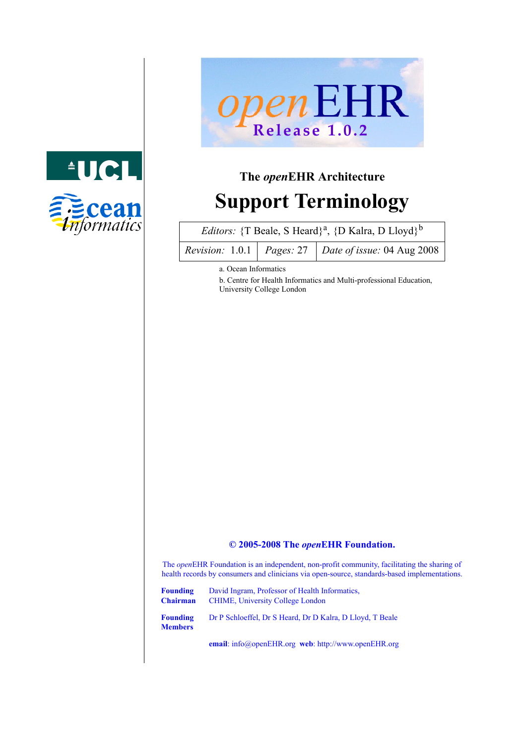openEHR Release 1.0.2

### The *open*EHR Architecture

# Support Terminology

| *Editors:* {T Beale, S Heard}[a], {D Kalra, D Lloyd}[b] | | |
|---|---|---|
| *Revision:* 1.0.1 | *Pages:* 27 | *Date of issue:* 04 Aug 2008 |

a. Ocean Informatics

b. Centre for Health Informatics and Multi-professional Education, University College London

**© 2005-2008 The *open*EHR Foundation.**

The *open*EHR Foundation is an independent, non-profit community, facilitating the sharing of health records by consumers and clinicians via open-source, standards-based implementations.

**Founding Chairman** David Ingram, Professor of Health Informatics, CHIME, University College London

**Founding Members** Dr P Schloeffel, Dr S Heard, Dr D Kalra, D Lloyd, T Beale

**email**: info@openEHR.org **web**: http://www.openEHR.org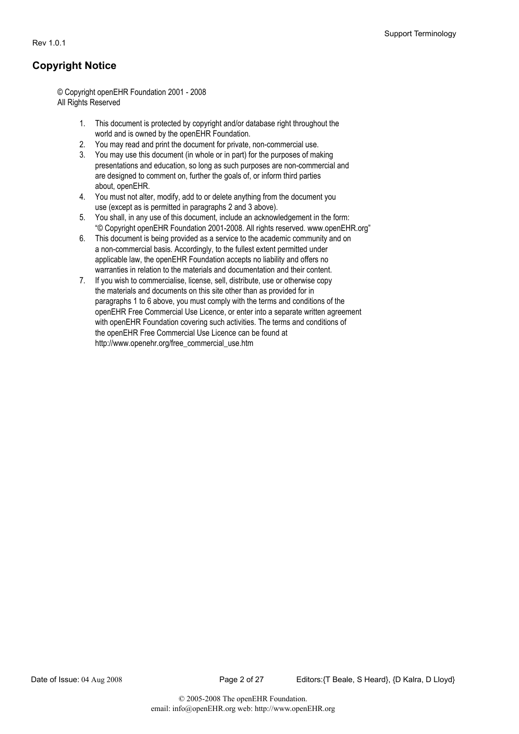## Copyright Notice

© Copyright openEHR Foundation 2001 - 2008
All Rights Reserved

1. This document is protected by copyright and/or database right throughout the world and is owned by the openEHR Foundation.
2. You may read and print the document for private, non-commercial use.
3. You may use this document (in whole or in part) for the purposes of making presentations and education, so long as such purposes are non-commercial and are designed to comment on, further the goals of, or inform third parties about, openEHR.
4. You must not alter, modify, add to or delete anything from the document you use (except as is permitted in paragraphs 2 and 3 above).
5. You shall, in any use of this document, include an acknowledgement in the form: "© Copyright openEHR Foundation 2001-2008. All rights reserved. www.openEHR.org"
6. This document is being provided as a service to the academic community and on a non-commercial basis. Accordingly, to the fullest extent permitted under applicable law, the openEHR Foundation accepts no liability and offers no warranties in relation to the materials and documentation and their content.
7. If you wish to commercialise, license, sell, distribute, use or otherwise copy the materials and documents on this site other than as provided for in paragraphs 1 to 6 above, you must comply with the terms and conditions of the openEHR Free Commercial Use Licence, or enter into a separate written agreement with openEHR Foundation covering such activities. The terms and conditions of the openEHR Free Commercial Use Licence can be found at http://www.openehr.org/free_commercial_use.htm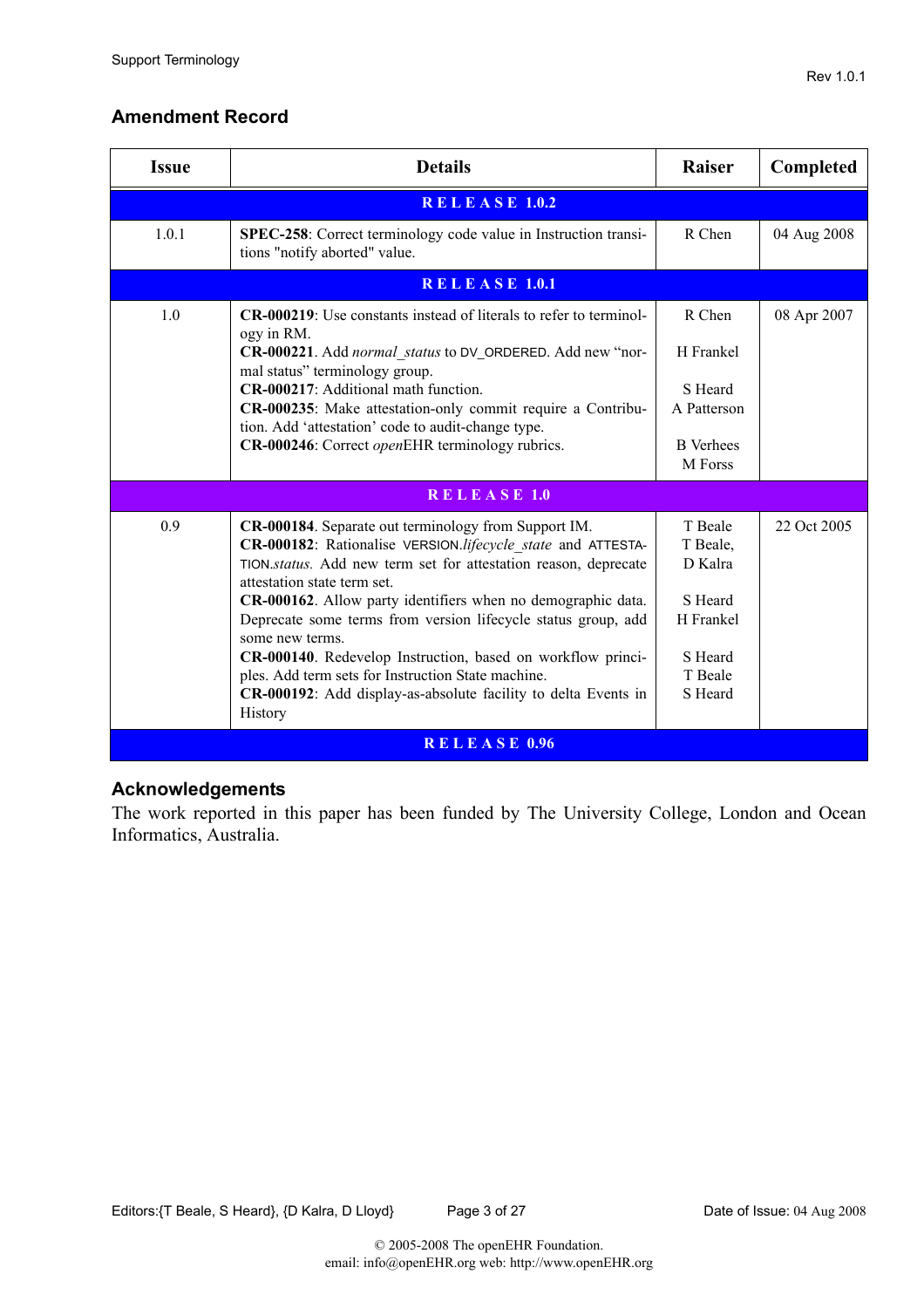## Amendment Record

| Issue | Details | Raiser | Completed |
|---|---|---|---|
| **RELEASE 1.0.2** | | | |
| 1.0.1 | **SPEC-258**: Correct terminology code value in Instruction transitions "notify aborted" value. | R Chen | 04 Aug 2008 |
| **RELEASE 1.0.1** | | | |
| 1.0 | **CR-000219**: Use constants instead of literals to refer to terminology in RM.<br>**CR-000221**. Add *normal_status* to DV_ORDERED. Add new "normal status" terminology group.<br>**CR-000217**: Additional math function.<br>**CR-000235**: Make attestation-only commit require a Contribution. Add 'attestation' code to audit-change type.<br>**CR-000246**: Correct *open*EHR terminology rubrics. | R Chen<br><br>H Frankel<br><br>S Heard<br>A Patterson<br><br>B Verhees<br>M Forss | 08 Apr 2007 |
| **RELEASE 1.0** | | | |
| 0.9 | **CR-000184**. Separate out terminology from Support IM.<br>**CR-000182**: Rationalise VERSION.*lifecycle_state* and ATTESTATION.*status.* Add new term set for attestation reason, deprecate attestation state term set.<br>**CR-000162**. Allow party identifiers when no demographic data. Deprecate some terms from version lifecycle status group, add some new terms.<br>**CR-000140**. Redevelop Instruction, based on workflow principles. Add term sets for Instruction State machine.<br>**CR-000192**: Add display-as-absolute facility to delta Events in History | T Beale<br>T Beale,<br>D Kalra<br><br>S Heard<br>H Frankel<br><br>S Heard<br>T Beale<br>S Heard | 22 Oct 2005 |
| **RELEASE 0.96** | | | |

## Acknowledgements

The work reported in this paper has been funded by The University College, London and Ocean Informatics, Australia.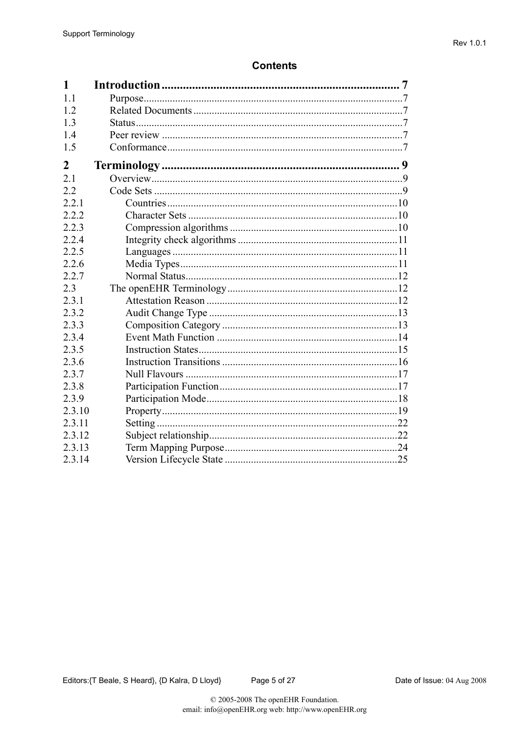## Contents

| | | |
|---|---|---|
| **1** | **Introduction** | **7** |
| 1.1 | Purpose | 7 |
| 1.2 | Related Documents | 7 |
| 1.3 | Status | 7 |
| 1.4 | Peer review | 7 |
| 1.5 | Conformance | 7 |
| **2** | **Terminology** | **9** |
| 2.1 | Overview | 9 |
| 2.2 | Code Sets | 9 |
| 2.2.1 | Countries | 10 |
| 2.2.2 | Character Sets | 10 |
| 2.2.3 | Compression algorithms | 10 |
| 2.2.4 | Integrity check algorithms | 11 |
| 2.2.5 | Languages | 11 |
| 2.2.6 | Media Types | 11 |
| 2.2.7 | Normal Status | 12 |
| 2.3 | The openEHR Terminology | 12 |
| 2.3.1 | Attestation Reason | 12 |
| 2.3.2 | Audit Change Type | 13 |
| 2.3.3 | Composition Category | 13 |
| 2.3.4 | Event Math Function | 14 |
| 2.3.5 | Instruction States | 15 |
| 2.3.6 | Instruction Transitions | 16 |
| 2.3.7 | Null Flavours | 17 |
| 2.3.8 | Participation Function | 17 |
| 2.3.9 | Participation Mode | 18 |
| 2.3.10 | Property | 19 |
| 2.3.11 | Setting | 22 |
| 2.3.12 | Subject relationship | 22 |
| 2.3.13 | Term Mapping Purpose | 24 |
| 2.3.14 | Version Lifecycle State | 25 |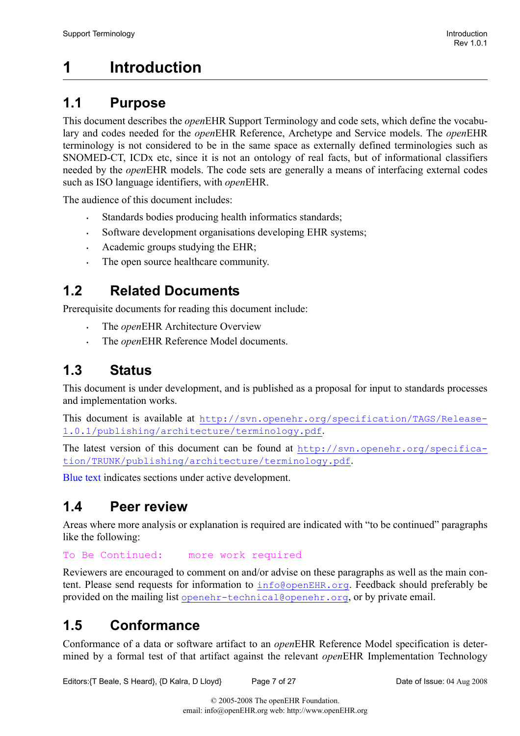# 1 Introduction

## 1.1 Purpose

This document describes the *open*EHR Support Terminology and code sets, which define the vocabulary and codes needed for the *open*EHR Reference, Archetype and Service models. The *open*EHR terminology is not considered to be in the same space as externally defined terminologies such as SNOMED-CT, ICDx etc, since it is not an ontology of real facts, but of informational classifiers needed by the *open*EHR models. The code sets are generally a means of interfacing external codes such as ISO language identifiers, with *open*EHR.

The audience of this document includes:

- Standards bodies producing health informatics standards;
- Software development organisations developing EHR systems;
- Academic groups studying the EHR;
- The open source healthcare community.

## 1.2 Related Documents

Prerequisite documents for reading this document include:

- The *open*EHR Architecture Overview
- The *open*EHR Reference Model documents.

## 1.3 Status

This document is under development, and is published as a proposal for input to standards processes and implementation works.

This document is available at http://svn.openehr.org/specification/TAGS/Release-1.0.1/publishing/architecture/terminology.pdf.

The latest version of this document can be found at http://svn.openehr.org/specification/TRUNK/publishing/architecture/terminology.pdf.

Blue text indicates sections under active development.

## 1.4 Peer review

Areas where more analysis or explanation is required are indicated with "to be continued" paragraphs like the following:

To Be Continued: more work required

Reviewers are encouraged to comment on and/or advise on these paragraphs as well as the main content. Please send requests for information to info@openEHR.org. Feedback should preferably be provided on the mailing list openehr-technical@openehr.org, or by private email.

## 1.5 Conformance

Conformance of a data or software artifact to an *open*EHR Reference Model specification is determined by a formal test of that artifact against the relevant *open*EHR Implementation Technology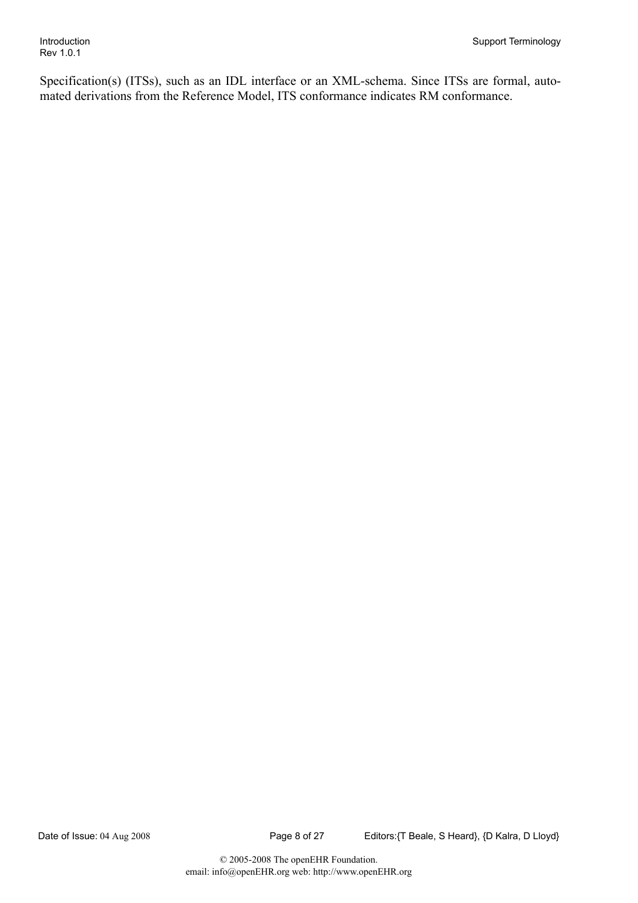Specification(s) (ITSs), such as an IDL interface or an XML-schema. Since ITSs are formal, automated derivations from the Reference Model, ITS conformance indicates RM conformance.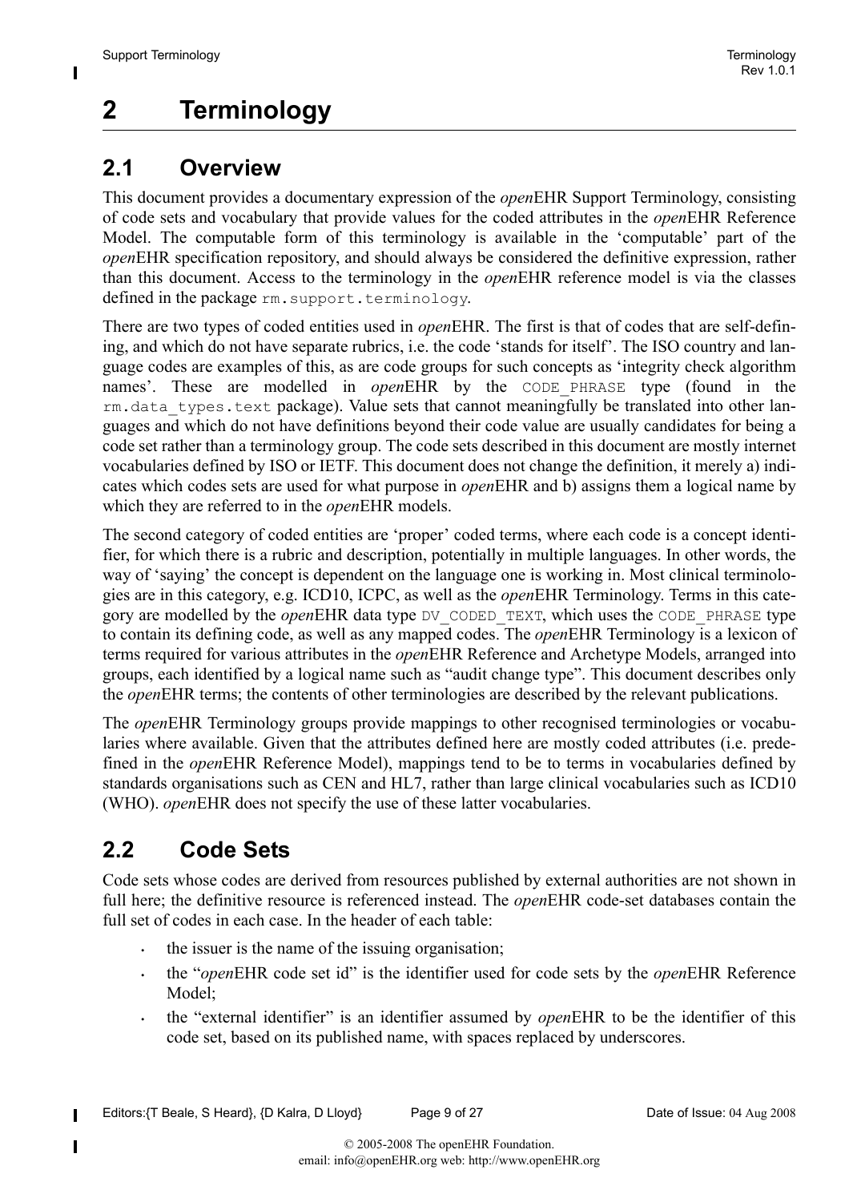# 2 Terminology

## 2.1 Overview

This document provides a documentary expression of the *open*EHR Support Terminology, consisting of code sets and vocabulary that provide values for the coded attributes in the *open*EHR Reference Model. The computable form of this terminology is available in the 'computable' part of the *open*EHR specification repository, and should always be considered the definitive expression, rather than this document. Access to the terminology in the *open*EHR reference model is via the classes defined in the package `rm.support.terminology`.

There are two types of coded entities used in *open*EHR. The first is that of codes that are self-defining, and which do not have separate rubrics, i.e. the code 'stands for itself'. The ISO country and language codes are examples of this, as are code groups for such concepts as 'integrity check algorithm names'. These are modelled in *open*EHR by the `CODE_PHRASE` type (found in the `rm.data_types.text` package). Value sets that cannot meaningfully be translated into other languages and which do not have definitions beyond their code value are usually candidates for being a code set rather than a terminology group. The code sets described in this document are mostly internet vocabularies defined by ISO or IETF. This document does not change the definition, it merely a) indicates which codes sets are used for what purpose in *open*EHR and b) assigns them a logical name by which they are referred to in the *open*EHR models.

The second category of coded entities are 'proper' coded terms, where each code is a concept identifier, for which there is a rubric and description, potentially in multiple languages. In other words, the way of 'saying' the concept is dependent on the language one is working in. Most clinical terminologies are in this category, e.g. ICD10, ICPC, as well as the *open*EHR Terminology. Terms in this category are modelled by the *open*EHR data type `DV_CODED_TEXT`, which uses the `CODE_PHRASE` type to contain its defining code, as well as any mapped codes. The *open*EHR Terminology is a lexicon of terms required for various attributes in the *open*EHR Reference and Archetype Models, arranged into groups, each identified by a logical name such as "audit change type". This document describes only the *open*EHR terms; the contents of other terminologies are described by the relevant publications.

The *open*EHR Terminology groups provide mappings to other recognised terminologies or vocabularies where available. Given that the attributes defined here are mostly coded attributes (i.e. predefined in the *open*EHR Reference Model), mappings tend to be to terms in vocabularies defined by standards organisations such as CEN and HL7, rather than large clinical vocabularies such as ICD10 (WHO). *open*EHR does not specify the use of these latter vocabularies.

## 2.2 Code Sets

Code sets whose codes are derived from resources published by external authorities are not shown in full here; the definitive resource is referenced instead. The *open*EHR code-set databases contain the full set of codes in each case. In the header of each table:

- the issuer is the name of the issuing organisation;
- the "*open*EHR code set id" is the identifier used for code sets by the *open*EHR Reference Model;
- the "external identifier" is an identifier assumed by *open*EHR to be the identifier of this code set, based on its published name, with spaces replaced by underscores.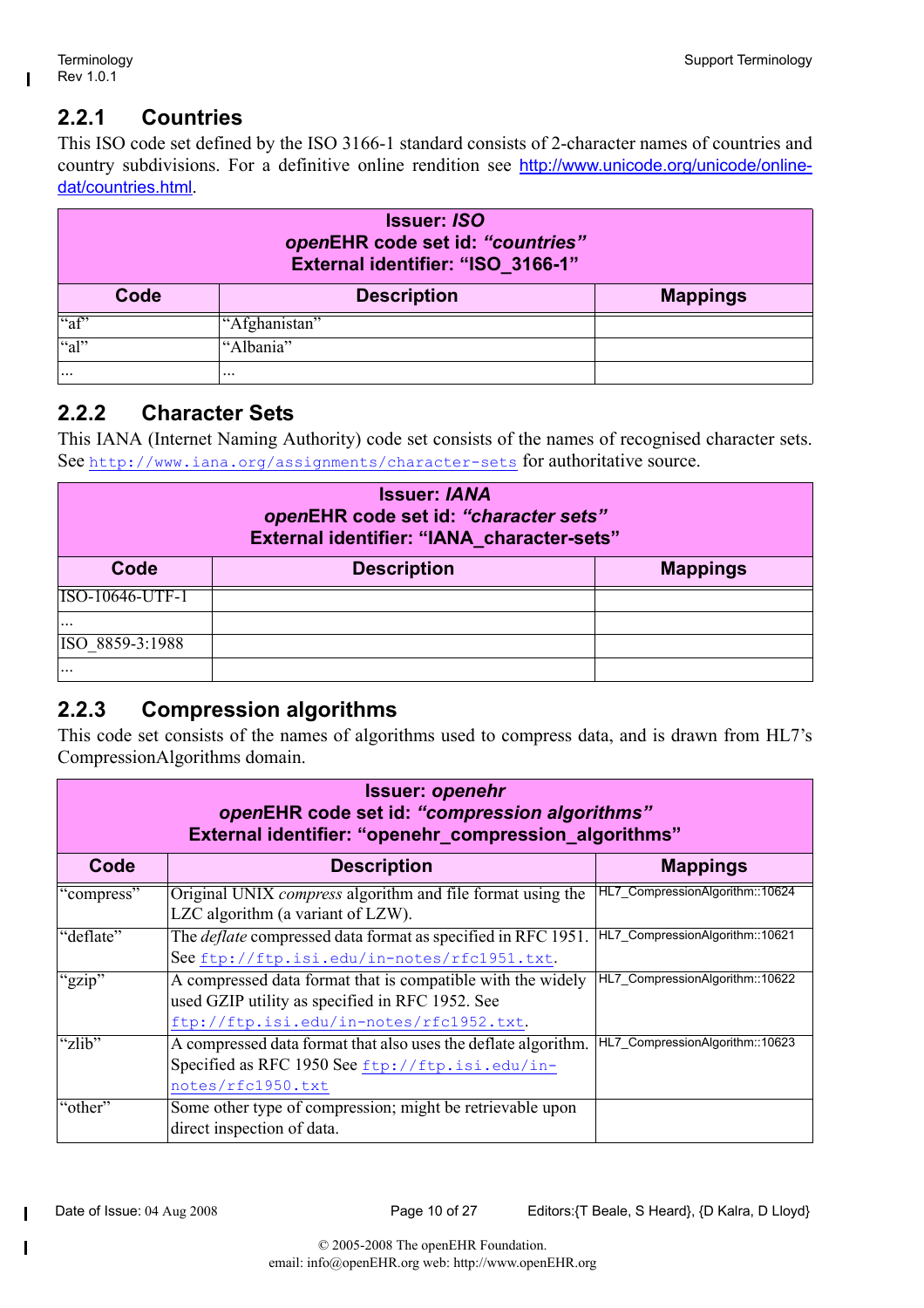## 2.2.1 Countries

This ISO code set defined by the ISO 3166-1 standard consists of 2-character names of countries and country subdivisions. For a definitive online rendition see http://www.unicode.org/unicode/onlinedat/countries.html.

| **Issuer: *ISO*<br>*open*EHR code set id: *"countries"*<br>External identifier: "ISO_3166-1"** | | |
|---|---|---|
| **Code** | **Description** | **Mappings** |
| "af" | "Afghanistan" | |
| "al" | "Albania" | |
| ... | ... | |

## 2.2.2 Character Sets

This IANA (Internet Naming Authority) code set consists of the names of recognised character sets. See http://www.iana.org/assignments/character-sets for authoritative source.

| **Issuer: *IANA*<br>*open*EHR code set id: *"character sets"*<br>External identifier: "IANA_character-sets"** | | |
|---|---|---|
| **Code** | **Description** | **Mappings** |
| ISO-10646-UTF-1 | | |
| ... | | |
| ISO_8859-3:1988 | | |
| ... | | |

## 2.2.3 Compression algorithms

This code set consists of the names of algorithms used to compress data, and is drawn from HL7's CompressionAlgorithms domain.

| **Issuer: *openehr*<br>*open*EHR code set id: *"compression algorithms"*<br>External identifier: "openehr_compression_algorithms"** | | |
|---|---|---|
| **Code** | **Description** | **Mappings** |
| "compress" | Original UNIX *compress* algorithm and file format using the LZC algorithm (a variant of LZW). | HL7_CompressionAlgorithm::10624 |
| "deflate" | The *deflate* compressed data format as specified in RFC 1951. See ftp://ftp.isi.edu/in-notes/rfc1951.txt. | HL7_CompressionAlgorithm::10621 |
| "gzip" | A compressed data format that is compatible with the widely used GZIP utility as specified in RFC 1952. See ftp://ftp.isi.edu/in-notes/rfc1952.txt. | HL7_CompressionAlgorithm::10622 |
| "zlib" | A compressed data format that also uses the deflate algorithm. Specified as RFC 1950 See ftp://ftp.isi.edu/in-notes/rfc1950.txt | HL7_CompressionAlgorithm::10623 |
| "other" | Some other type of compression; might be retrievable upon direct inspection of data. | |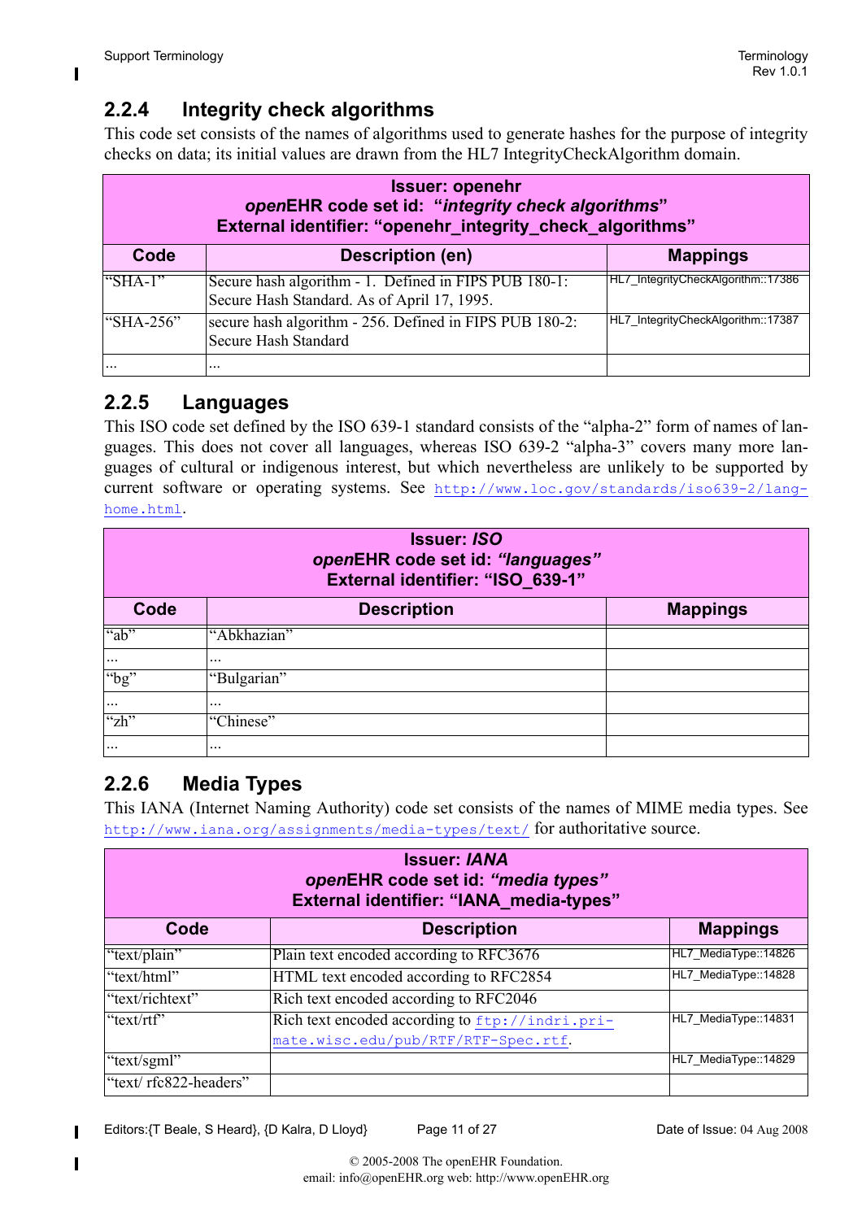### 2.2.4 Integrity check algorithms

This code set consists of the names of algorithms used to generate hashes for the purpose of integrity checks on data; its initial values are drawn from the HL7 IntegrityCheckAlgorithm domain.

| **Issuer: openehr**<br>***open*****EHR code set id: "*integrity check algorithms*"**<br>**External identifier: "openehr_integrity_check_algorithms"** | | |
|---|---|---|
| **Code** | **Description (en)** | **Mappings** |
| "SHA-1" | Secure hash algorithm - 1. Defined in FIPS PUB 180-1: Secure Hash Standard. As of April 17, 1995. | HL7_IntegrityCheckAlgorithm::17386 |
| "SHA-256" | secure hash algorithm - 256. Defined in FIPS PUB 180-2: Secure Hash Standard | HL7_IntegrityCheckAlgorithm::17387 |
| ... | ... | |

### 2.2.5 Languages

This ISO code set defined by the ISO 639-1 standard consists of the "alpha-2" form of names of languages. This does not cover all languages, whereas ISO 639-2 "alpha-3" covers many more languages of cultural or indigenous interest, but which nevertheless are unlikely to be supported by current software or operating systems. See http://www.loc.gov/standards/iso639-2/langhome.html.

| **Issuer: *ISO***<br>***open*****EHR code set id: *"languages"***<br>**External identifier: "ISO_639-1"** | | |
|---|---|---|
| **Code** | **Description** | **Mappings** |
| "ab" | "Abkhazian" | |
| ... | ... | |
| "bg" | "Bulgarian" | |
| ... | ... | |
| "zh" | "Chinese" | |
| ... | ... | |

### 2.2.6 Media Types

This IANA (Internet Naming Authority) code set consists of the names of MIME media types. See http://www.iana.org/assignments/media-types/text/ for authoritative source.

| **Issuer: *IANA***<br>***open*****EHR code set id: *"media types"***<br>**External identifier: "IANA_media-types"** | | |
|---|---|---|
| **Code** | **Description** | **Mappings** |
| "text/plain" | Plain text encoded according to RFC3676 | HL7_MediaType::14826 |
| "text/html" | HTML text encoded according to RFC2854 | HL7_MediaType::14828 |
| "text/richtext" | Rich text encoded according to RFC2046 | |
| "text/rtf" | Rich text encoded according to ftp://indri.primate.wisc.edu/pub/RTF/RTF-Spec.rtf. | HL7_MediaType::14831 |
| "text/sgml" | | HL7_MediaType::14829 |
| "text/ rfc822-headers" | | |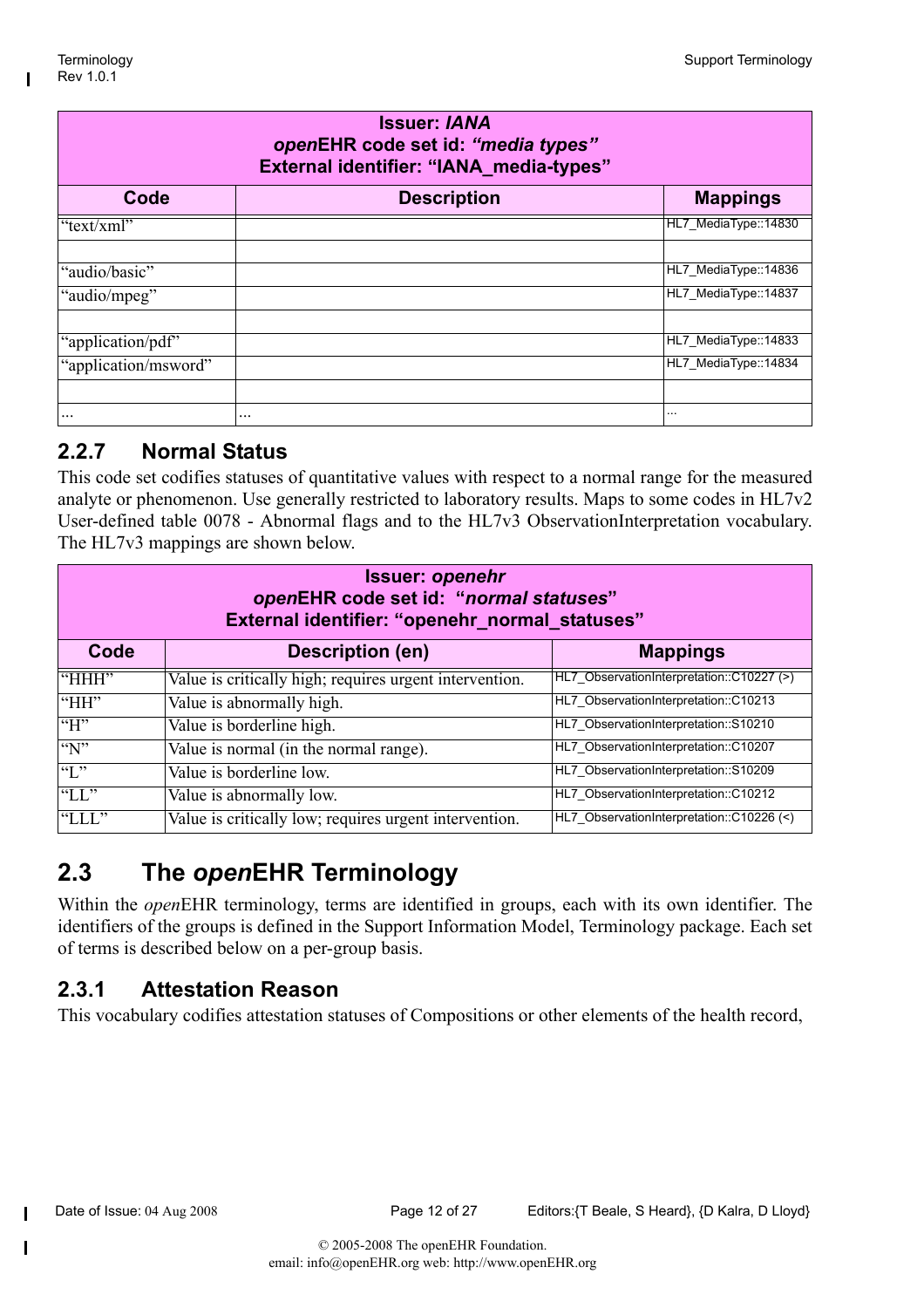| Issuer: *IANA* *open*EHR code set id: *"media types"* External identifier: "IANA_media-types" | | |
|---|---|---|
| **Code** | **Description** | **Mappings** |
| "text/xml" | | HL7_MediaType::14830 |
| | | |
| "audio/basic" | | HL7_MediaType::14836 |
| "audio/mpeg" | | HL7_MediaType::14837 |
| | | |
| "application/pdf" | | HL7_MediaType::14833 |
| "application/msword" | | HL7_MediaType::14834 |
| | | |
| ... | ... | ... |

### 2.2.7 Normal Status

This code set codifies statuses of quantitative values with respect to a normal range for the measured analyte or phenomenon. Use generally restricted to laboratory results. Maps to some codes in HL7v2 User-defined table 0078 - Abnormal flags and to the HL7v3 ObservationInterpretation vocabulary. The HL7v3 mappings are shown below.

| Issuer: *openehr* *open*EHR code set id: "*normal statuses*" External identifier: "openehr_normal_statuses" | | |
|---|---|---|
| **Code** | **Description (en)** | **Mappings** |
| "HHH" | Value is critically high; requires urgent intervention. | HL7_ObservationInterpretation::C10227 (>) |
| "HH" | Value is abnormally high. | HL7_ObservationInterpretation::C10213 |
| "H" | Value is borderline high. | HL7_ObservationInterpretation::S10210 |
| "N" | Value is normal (in the normal range). | HL7_ObservationInterpretation::C10207 |
| "L" | Value is borderline low. | HL7_ObservationInterpretation::S10209 |
| "LL" | Value is abnormally low. | HL7_ObservationInterpretation::C10212 |
| "LLL" | Value is critically low; requires urgent intervention. | HL7_ObservationInterpretation::C10226 (<) |

## 2.3 The *open*EHR Terminology

Within the *open*EHR terminology, terms are identified in groups, each with its own identifier. The identifiers of the groups is defined in the Support Information Model, Terminology package. Each set of terms is described below on a per-group basis.

### 2.3.1 Attestation Reason

This vocabulary codifies attestation statuses of Compositions or other elements of the health record,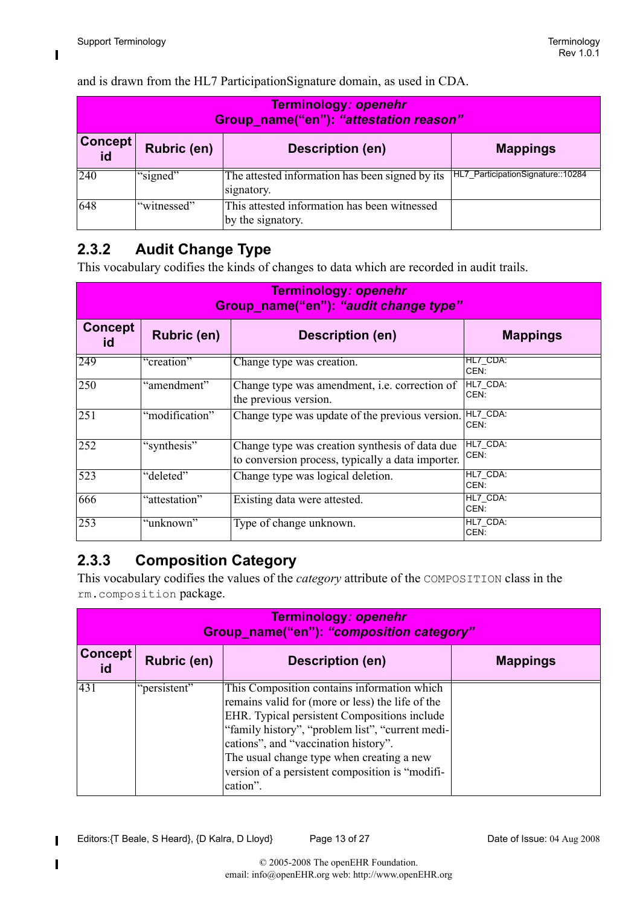and is drawn from the HL7 ParticipationSignature domain, as used in CDA.

| **Terminology: *openehr*<br>Group_name("en"): *"attestation reason"*** | | | |
|---|---|---|---|
| **Concept id** | **Rubric (en)** | **Description (en)** | **Mappings** |
| 240 | "signed" | The attested information has been signed by its signatory. | HL7_ParticipationSignature::10284 |
| 648 | "witnessed" | This attested information has been witnessed by the signatory. | |

## 2.3.2 Audit Change Type

This vocabulary codifies the kinds of changes to data which are recorded in audit trails.

| **Terminology: *openehr*<br>Group_name("en"): *"audit change type"*** | | | |
|---|---|---|---|
| **Concept id** | **Rubric (en)** | **Description (en)** | **Mappings** |
| 249 | "creation" | Change type was creation. | HL7_CDA:<br>CEN: |
| 250 | "amendment" | Change type was amendment, i.e. correction of the previous version. | HL7_CDA:<br>CEN: |
| 251 | "modification" | Change type was update of the previous version. | HL7_CDA:<br>CEN: |
| 252 | "synthesis" | Change type was creation synthesis of data due to conversion process, typically a data importer. | HL7_CDA:<br>CEN: |
| 523 | "deleted" | Change type was logical deletion. | HL7_CDA:<br>CEN: |
| 666 | "attestation" | Existing data were attested. | HL7_CDA:<br>CEN: |
| 253 | "unknown" | Type of change unknown. | HL7_CDA:<br>CEN: |

## 2.3.3 Composition Category

This vocabulary codifies the values of the *category* attribute of the `COMPOSITION` class in the `rm.composition` package.

| **Terminology: *openehr*<br>Group_name("en"): *"composition category"*** | | | |
|---|---|---|---|
| **Concept id** | **Rubric (en)** | **Description (en)** | **Mappings** |
| 431 | "persistent" | This Composition contains information which remains valid for (more or less) the life of the EHR. Typical persistent Compositions include "family history", "problem list", "current medications", and "vaccination history".<br>The usual change type when creating a new version of a persistent composition is "modification". | |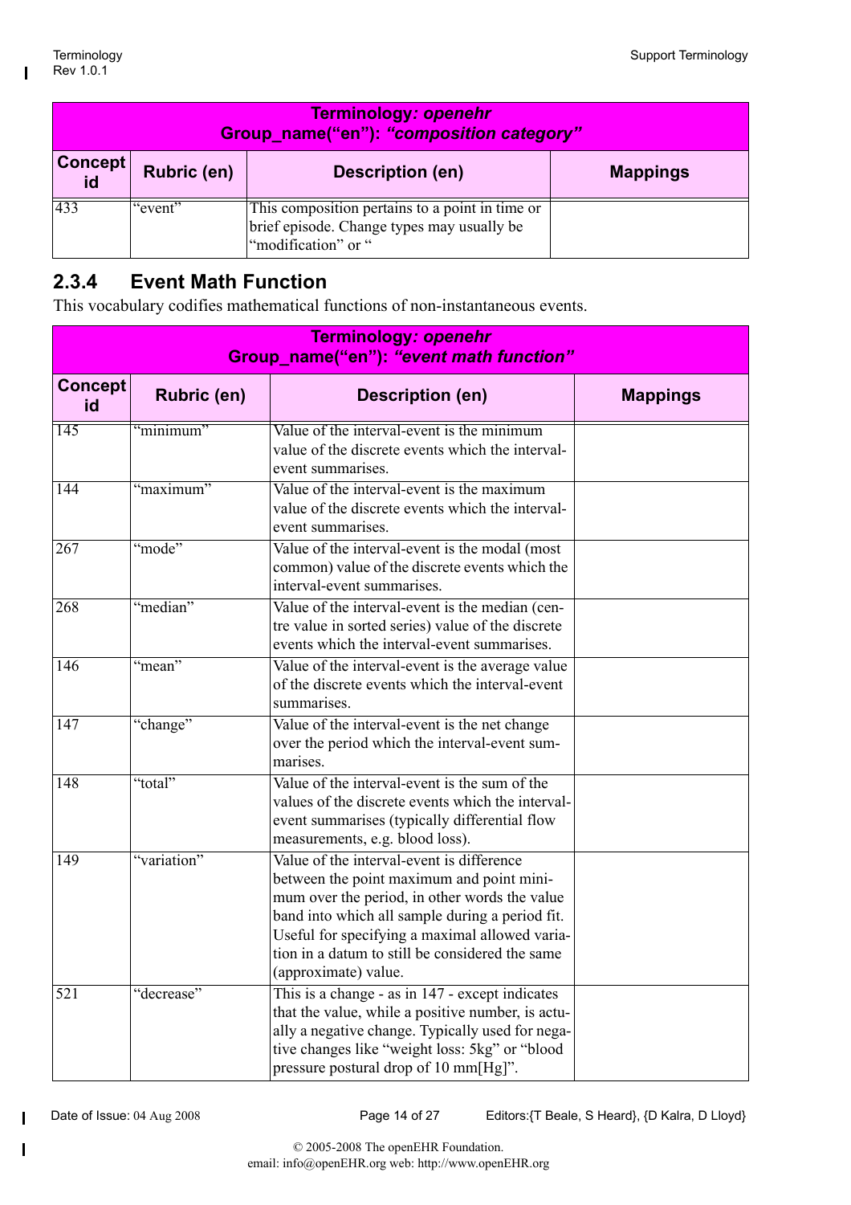| Terminology: *openehr* Group_name("en"): *"composition category"* | | | |
|---|---|---|---|
| **Concept id** | **Rubric (en)** | **Description (en)** | **Mappings** |
| 433 | "event" | This composition pertains to a point in time or brief episode. Change types may usually be "modification" or " | |

## 2.3.4 Event Math Function

This vocabulary codifies mathematical functions of non-instantaneous events.

| Terminology: *openehr* Group_name("en"): *"event math function"* | | | |
|---|---|---|---|
| **Concept id** | **Rubric (en)** | **Description (en)** | **Mappings** |
| 145 | "minimum" | Value of the interval-event is the minimum value of the discrete events which the interval-event summarises. | |
| 144 | "maximum" | Value of the interval-event is the maximum value of the discrete events which the interval-event summarises. | |
| 267 | "mode" | Value of the interval-event is the modal (most common) value of the discrete events which the interval-event summarises. | |
| 268 | "median" | Value of the interval-event is the median (centre value in sorted series) value of the discrete events which the interval-event summarises. | |
| 146 | "mean" | Value of the interval-event is the average value of the discrete events which the interval-event summarises. | |
| 147 | "change" | Value of the interval-event is the net change over the period which the interval-event summarises. | |
| 148 | "total" | Value of the interval-event is the sum of the values of the discrete events which the interval-event summarises (typically differential flow measurements, e.g. blood loss). | |
| 149 | "variation" | Value of the interval-event is difference between the point maximum and point minimum over the period, in other words the value band into which all sample during a period fit. Useful for specifying a maximal allowed variation in a datum to still be considered the same (approximate) value. | |
| 521 | "decrease" | This is a change - as in 147 - except indicates that the value, while a positive number, is actually a negative change. Typically used for negative changes like "weight loss: 5kg" or "blood pressure postural drop of 10 mm[Hg]". | |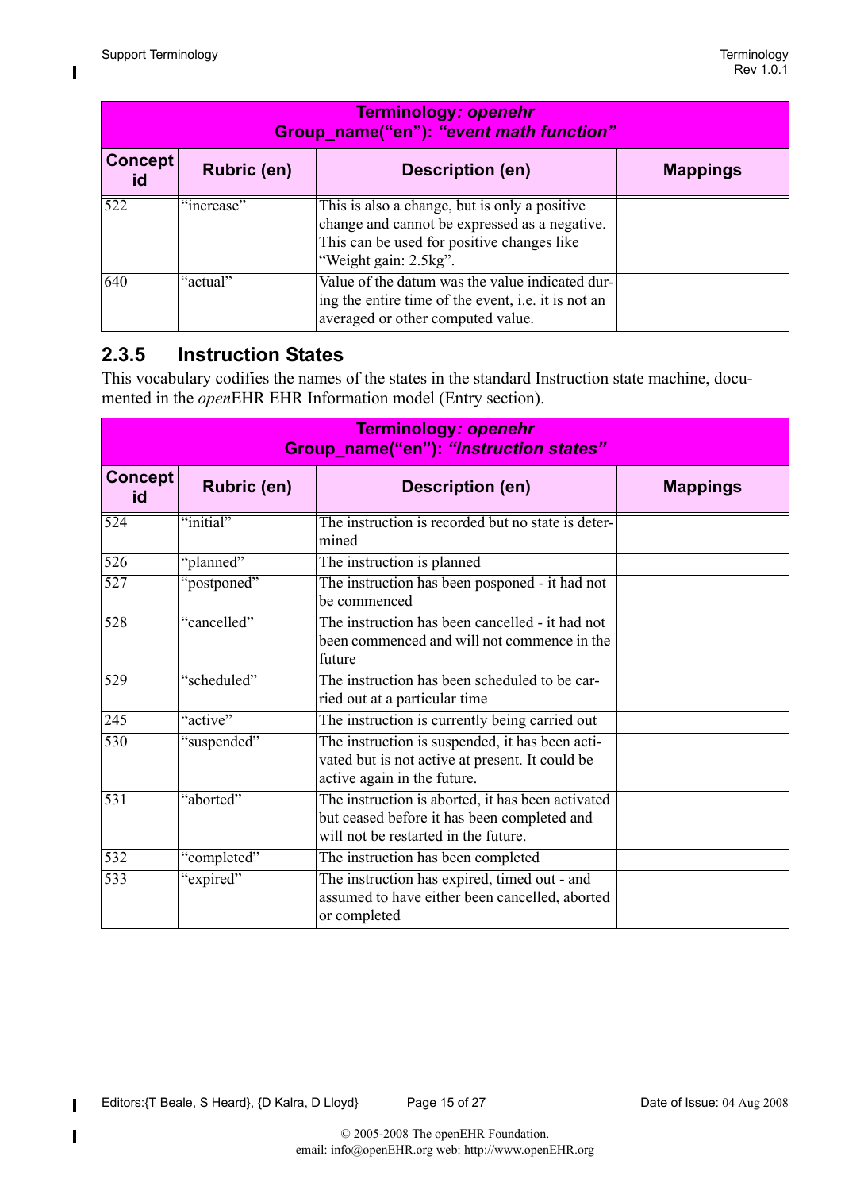| Terminology*: openehr* Group_name("en"): *"event math function"* | | | |
|---|---|---|---|
| **Concept id** | **Rubric (en)** | **Description (en)** | **Mappings** |
| 522 | "increase" | This is also a change, but is only a positive change and cannot be expressed as a negative. This can be used for positive changes like "Weight gain: 2.5kg". | |
| 640 | "actual" | Value of the datum was the value indicated during the entire time of the event, i.e. it is not an averaged or other computed value. | |

## 2.3.5 Instruction States

This vocabulary codifies the names of the states in the standard Instruction state machine, documented in the *open*EHR EHR Information model (Entry section).

| Terminology*: openehr* Group_name("en"): *"Instruction states"* | | | |
|---|---|---|---|
| **Concept id** | **Rubric (en)** | **Description (en)** | **Mappings** |
| 524 | "initial" | The instruction is recorded but no state is determined | |
| 526 | "planned" | The instruction is planned | |
| 527 | "postponed" | The instruction has been posponed - it had not be commenced | |
| 528 | "cancelled" | The instruction has been cancelled - it had not been commenced and will not commence in the future | |
| 529 | "scheduled" | The instruction has been scheduled to be carried out at a particular time | |
| 245 | "active" | The instruction is currently being carried out | |
| 530 | "suspended" | The instruction is suspended, it has been activated but is not active at present. It could be active again in the future. | |
| 531 | "aborted" | The instruction is aborted, it has been activated but ceased before it has been completed and will not be restarted in the future. | |
| 532 | "completed" | The instruction has been completed | |
| 533 | "expired" | The instruction has expired, timed out - and assumed to have either been cancelled, aborted or completed | |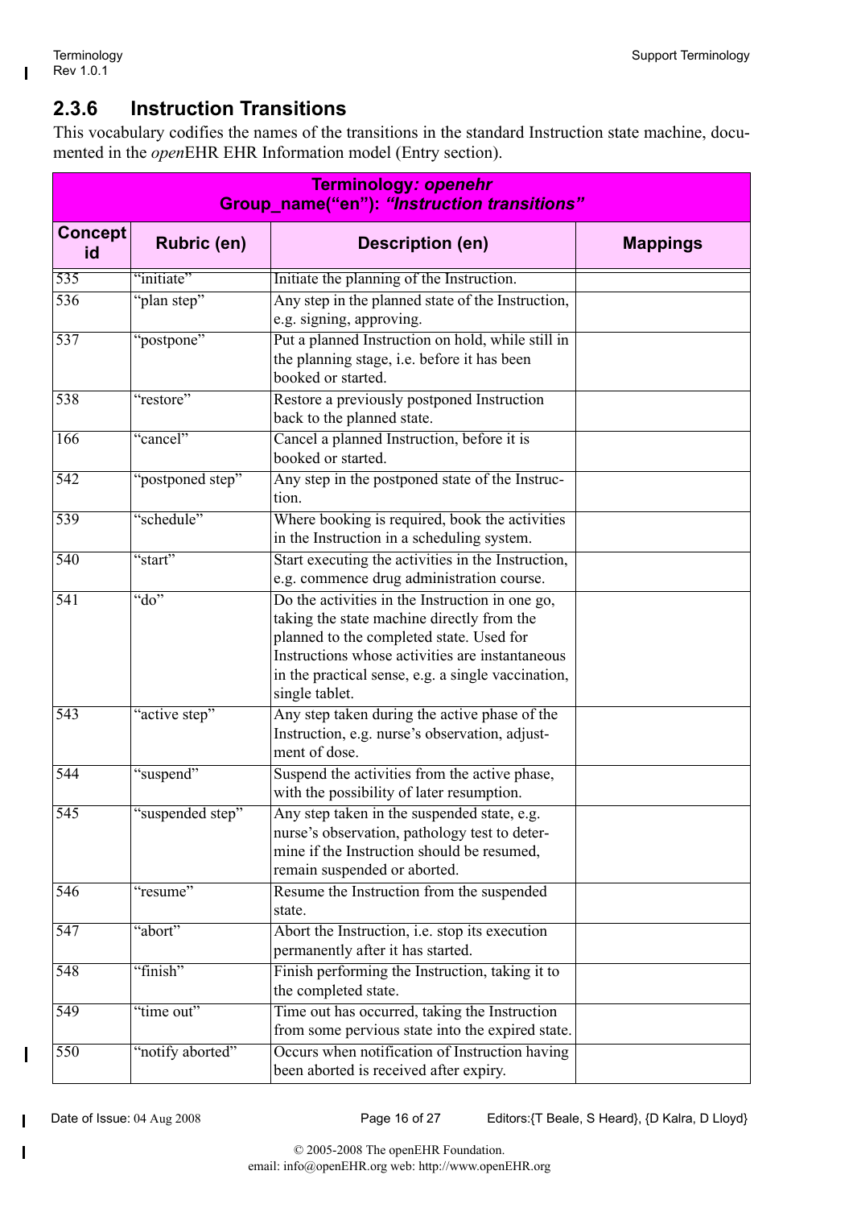### 2.3.6 Instruction Transitions

This vocabulary codifies the names of the transitions in the standard Instruction state machine, documented in the *open*EHR EHR Information model (Entry section).

| **Terminology*: openehr*<br>Group_name("en"): *"Instruction transitions"*** | | | |
|---|---|---|---|
| **Concept id** | **Rubric (en)** | **Description (en)** | **Mappings** |
| 535 | "initiate" | Initiate the planning of the Instruction. | |
| 536 | "plan step" | Any step in the planned state of the Instruction, e.g. signing, approving. | |
| 537 | "postpone" | Put a planned Instruction on hold, while still in the planning stage, i.e. before it has been booked or started. | |
| 538 | "restore" | Restore a previously postponed Instruction back to the planned state. | |
| 166 | "cancel" | Cancel a planned Instruction, before it is booked or started. | |
| 542 | "postponed step" | Any step in the postponed state of the Instruction. | |
| 539 | "schedule" | Where booking is required, book the activities in the Instruction in a scheduling system. | |
| 540 | "start" | Start executing the activities in the Instruction, e.g. commence drug administration course. | |
| 541 | "do" | Do the activities in the Instruction in one go, taking the state machine directly from the planned to the completed state. Used for Instructions whose activities are instantaneous in the practical sense, e.g. a single vaccination, single tablet. | |
| 543 | "active step" | Any step taken during the active phase of the Instruction, e.g. nurse's observation, adjustment of dose. | |
| 544 | "suspend" | Suspend the activities from the active phase, with the possibility of later resumption. | |
| 545 | "suspended step" | Any step taken in the suspended state, e.g. nurse's observation, pathology test to determine if the Instruction should be resumed, remain suspended or aborted. | |
| 546 | "resume" | Resume the Instruction from the suspended state. | |
| 547 | "abort" | Abort the Instruction, i.e. stop its execution permanently after it has started. | |
| 548 | "finish" | Finish performing the Instruction, taking it to the completed state. | |
| 549 | "time out" | Time out has occurred, taking the Instruction from some pervious state into the expired state. | |
| 550 | "notify aborted" | Occurs when notification of Instruction having been aborted is received after expiry. | |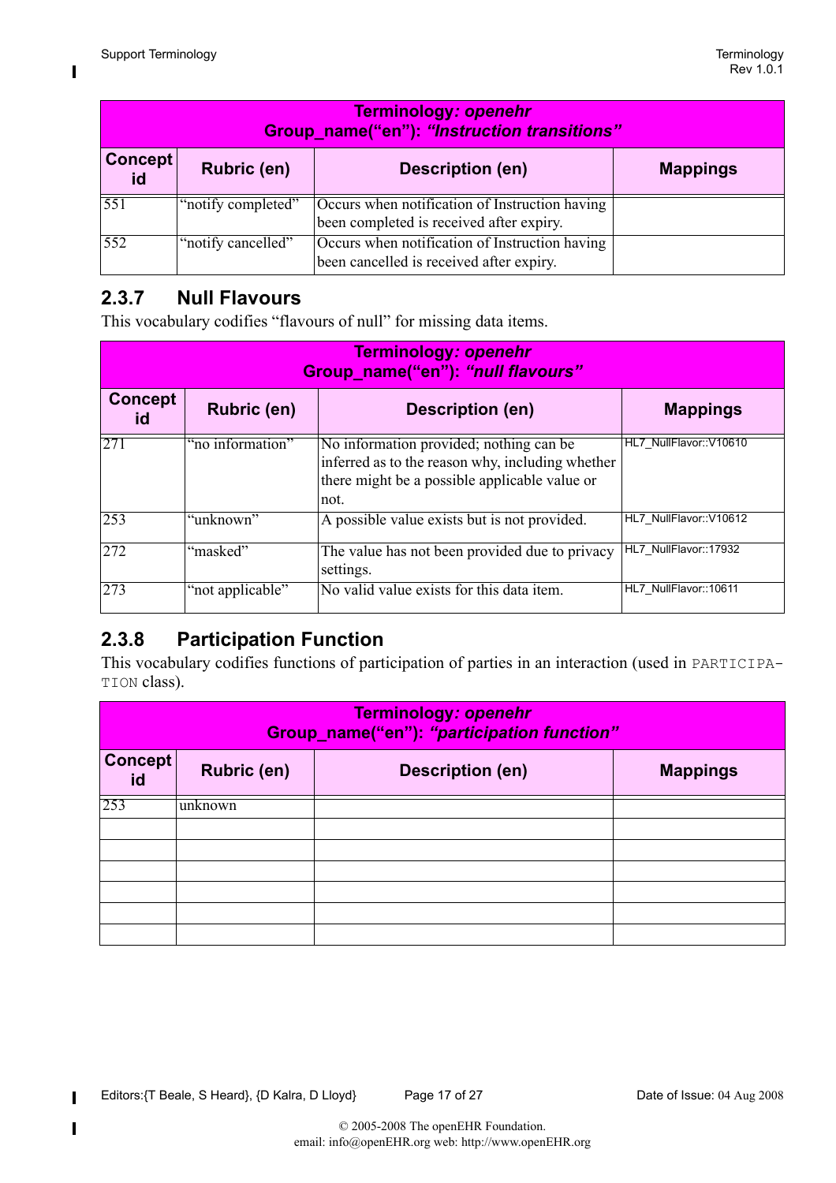| Terminology: *openehr* Group_name("en"): *"Instruction transitions"* | | | |
|---|---|---|---|
| **Concept id** | **Rubric (en)** | **Description (en)** | **Mappings** |
| 551 | "notify completed" | Occurs when notification of Instruction having been completed is received after expiry. | |
| 552 | "notify cancelled" | Occurs when notification of Instruction having been cancelled is received after expiry. | |

### 2.3.7 Null Flavours

This vocabulary codifies "flavours of null" for missing data items.

| Terminology: *openehr* Group_name("en"): *"null flavours"* | | | |
|---|---|---|---|
| **Concept id** | **Rubric (en)** | **Description (en)** | **Mappings** |
| 271 | "no information" | No information provided; nothing can be inferred as to the reason why, including whether there might be a possible applicable value or not. | HL7_NullFlavor::V10610 |
| 253 | "unknown" | A possible value exists but is not provided. | HL7_NullFlavor::V10612 |
| 272 | "masked" | The value has not been provided due to privacy settings. | HL7_NullFlavor::17932 |
| 273 | "not applicable" | No valid value exists for this data item. | HL7_NullFlavor::10611 |

### 2.3.8 Participation Function

This vocabulary codifies functions of participation of parties in an interaction (used in PARTICIPATION class).

| Terminology: *openehr* Group_name("en"): *"participation function"* | | | |
|---|---|---|---|
| **Concept id** | **Rubric (en)** | **Description (en)** | **Mappings** |
| 253 | unknown | | |
| | | | |
| | | | |
| | | | |
| | | | |
| | | | |
| | | | |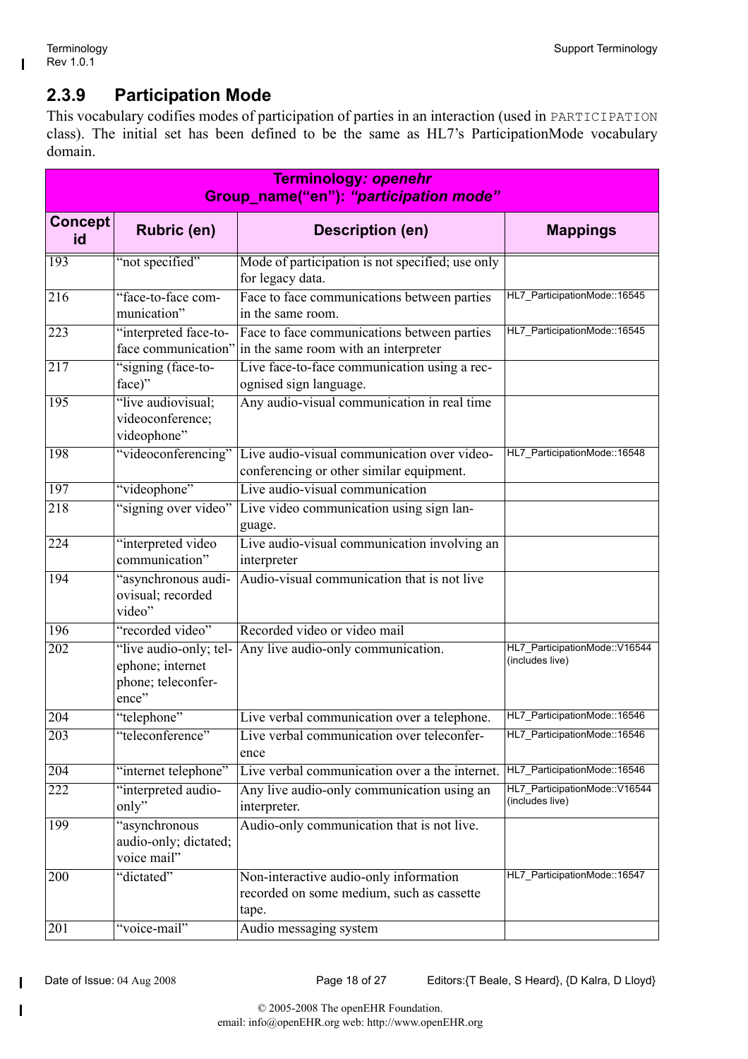### 2.3.9 Participation Mode

This vocabulary codifies modes of participation of parties in an interaction (used in PARTICIPATION class). The initial set has been defined to be the same as HL7's ParticipationMode vocabulary domain.

| **Terminology*: openehr*** **Group_name("en"): *"participation mode"*** | | | |
|---|---|---|---|
| **Concept id** | **Rubric (en)** | **Description (en)** | **Mappings** |
| 193 | "not specified" | Mode of participation is not specified; use only for legacy data. | |
| 216 | "face-to-face communication" | Face to face communications between parties in the same room. | HL7_ParticipationMode::16545 |
| 223 | "interpreted face-to-face communication" | Face to face communications between parties in the same room with an interpreter | HL7_ParticipationMode::16545 |
| 217 | "signing (face-to-face)" | Live face-to-face communication using a recognised sign language. | |
| 195 | "live audiovisual; videoconference; videophone" | Any audio-visual communication in real time | |
| 198 | "videoconferencing" | Live audio-visual communication over videoconferencing or other similar equipment. | HL7_ParticipationMode::16548 |
| 197 | "videophone" | Live audio-visual communication | |
| 218 | "signing over video" | Live video communication using sign language. | |
| 224 | "interpreted video communication" | Live audio-visual communication involving an interpreter | |
| 194 | "asynchronous audiovisual; recorded video" | Audio-visual communication that is not live | |
| 196 | "recorded video" | Recorded video or video mail | |
| 202 | "live audio-only; telephone; internet phone; teleconference" | Any live audio-only communication. | HL7_ParticipationMode::V16544 (includes live) |
| 204 | "telephone" | Live verbal communication over a telephone. | HL7_ParticipationMode::16546 |
| 203 | "teleconference" | Live verbal communication over teleconference | HL7_ParticipationMode::16546 |
| 204 | "internet telephone" | Live verbal communication over a the internet. | HL7_ParticipationMode::16546 |
| 222 | "interpreted audio-only" | Any live audio-only communication using an interpreter. | HL7_ParticipationMode::V16544 (includes live) |
| 199 | "asynchronous audio-only; dictated; voice mail" | Audio-only communication that is not live. | |
| 200 | "dictated" | Non-interactive audio-only information recorded on some medium, such as cassette tape. | HL7_ParticipationMode::16547 |
| 201 | "voice-mail" | Audio messaging system | |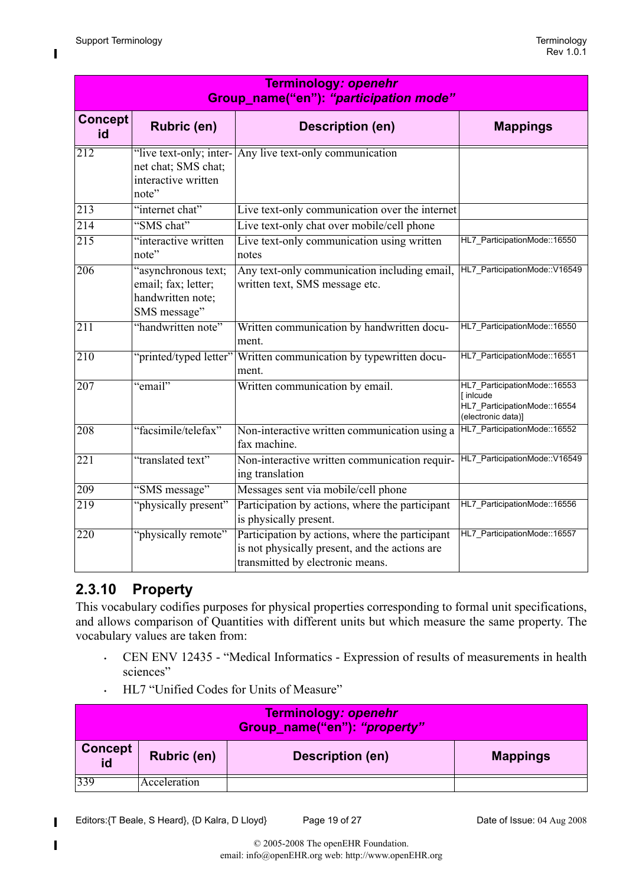| Terminology: *openehr* Group_name("en"): *"participation mode"* | | | |
|---|---|---|---|
| **Concept id** | **Rubric (en)** | **Description (en)** | **Mappings** |
| 212 | "live text-only; internet chat; SMS chat; interactive written note" | Any live text-only communication | |
| 213 | "internet chat" | Live text-only communication over the internet | |
| 214 | "SMS chat" | Live text-only chat over mobile/cell phone | |
| 215 | "interactive written note" | Live text-only communication using written notes | HL7_ParticipationMode::16550 |
| 206 | "asynchronous text; email; fax; letter; handwritten note; SMS message" | Any text-only communication including email, written text, SMS message etc. | HL7_ParticipationMode::V16549 |
| 211 | "handwritten note" | Written communication by handwritten document. | HL7_ParticipationMode::16550 |
| 210 | "printed/typed letter" | Written communication by typewritten document. | HL7_ParticipationMode::16551 |
| 207 | "email" | Written communication by email. | HL7_ParticipationMode::16553 [ inlcude HL7_ParticipationMode::16554 (electronic data)] |
| 208 | "facsimile/telefax" | Non-interactive written communication using a fax machine. | HL7_ParticipationMode::16552 |
| 221 | "translated text" | Non-interactive written communication requiring translation | HL7_ParticipationMode::V16549 |
| 209 | "SMS message" | Messages sent via mobile/cell phone | |
| 219 | "physically present" | Participation by actions, where the participant is physically present. | HL7_ParticipationMode::16556 |
| 220 | "physically remote" | Participation by actions, where the participant is not physically present, and the actions are transmitted by electronic means. | HL7_ParticipationMode::16557 |

## 2.3.10 Property

This vocabulary codifies purposes for physical properties corresponding to formal unit specifications, and allows comparison of Quantities with different units but which measure the same property. The vocabulary values are taken from:

- CEN ENV 12435 - "Medical Informatics - Expression of results of measurements in health sciences"
- HL7 "Unified Codes for Units of Measure"

| Terminology: *openehr* Group_name("en"): *"property"* | | | |
|---|---|---|---|
| **Concept id** | **Rubric (en)** | **Description (en)** | **Mappings** |
| 339 | Acceleration | | |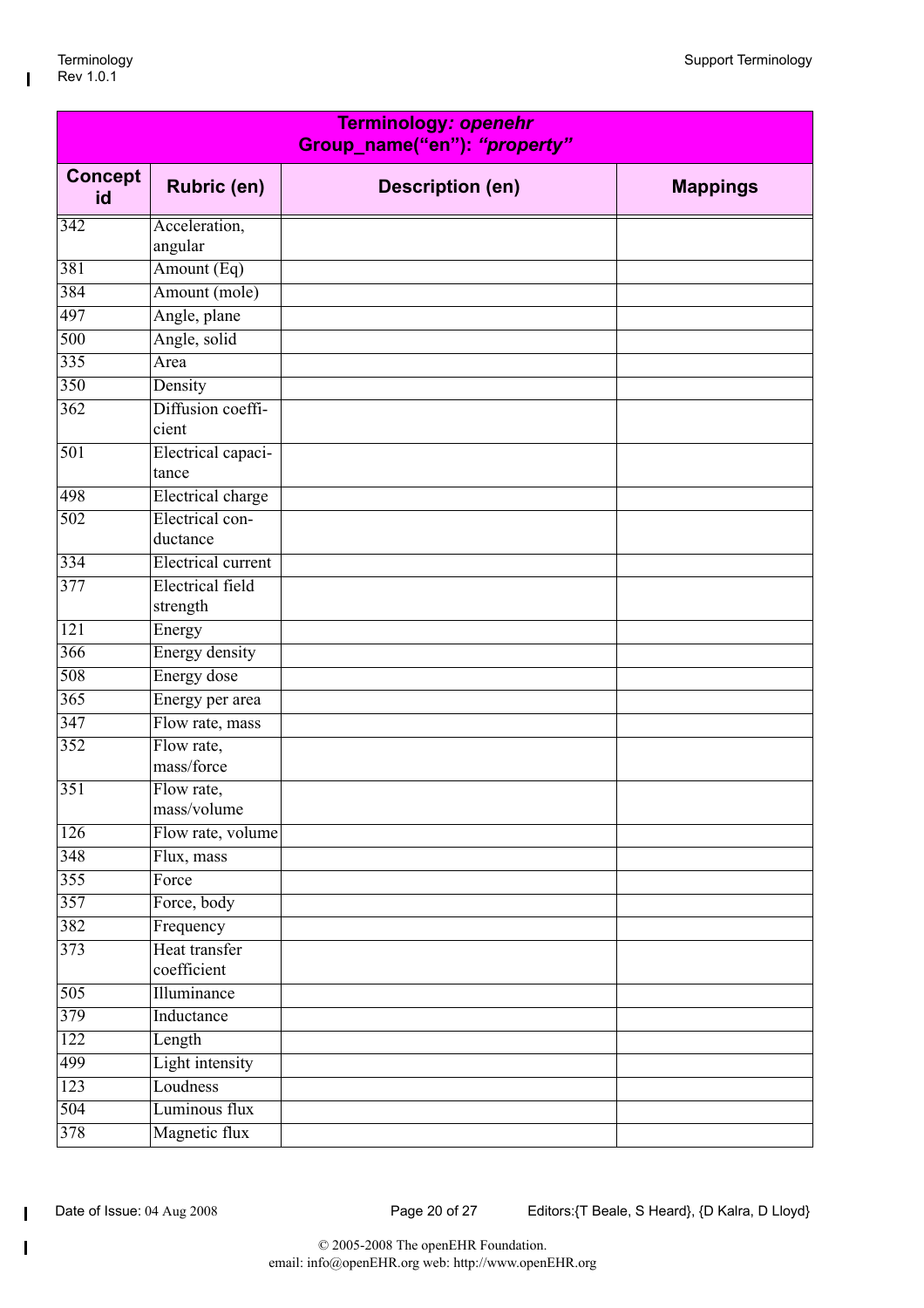| **Terminology: *openehr*** **Group_name("en"): *"property"*** | | | |
|---|---|---|---|
| **Concept id** | **Rubric (en)** | **Description (en)** | **Mappings** |
| 342 | Acceleration, angular | | |
| 381 | Amount (Eq) | | |
| 384 | Amount (mole) | | |
| 497 | Angle, plane | | |
| 500 | Angle, solid | | |
| 335 | Area | | |
| 350 | Density | | |
| 362 | Diffusion coefficient | | |
| 501 | Electrical capacitance | | |
| 498 | Electrical charge | | |
| 502 | Electrical conductance | | |
| 334 | Electrical current | | |
| 377 | Electrical field strength | | |
| 121 | Energy | | |
| 366 | Energy density | | |
| 508 | Energy dose | | |
| 365 | Energy per area | | |
| 347 | Flow rate, mass | | |
| 352 | Flow rate, mass/force | | |
| 351 | Flow rate, mass/volume | | |
| 126 | Flow rate, volume | | |
| 348 | Flux, mass | | |
| 355 | Force | | |
| 357 | Force, body | | |
| 382 | Frequency | | |
| 373 | Heat transfer coefficient | | |
| 505 | Illuminance | | |
| 379 | Inductance | | |
| 122 | Length | | |
| 499 | Light intensity | | |
| 123 | Loudness | | |
| 504 | Luminous flux | | |
| 378 | Magnetic flux | | |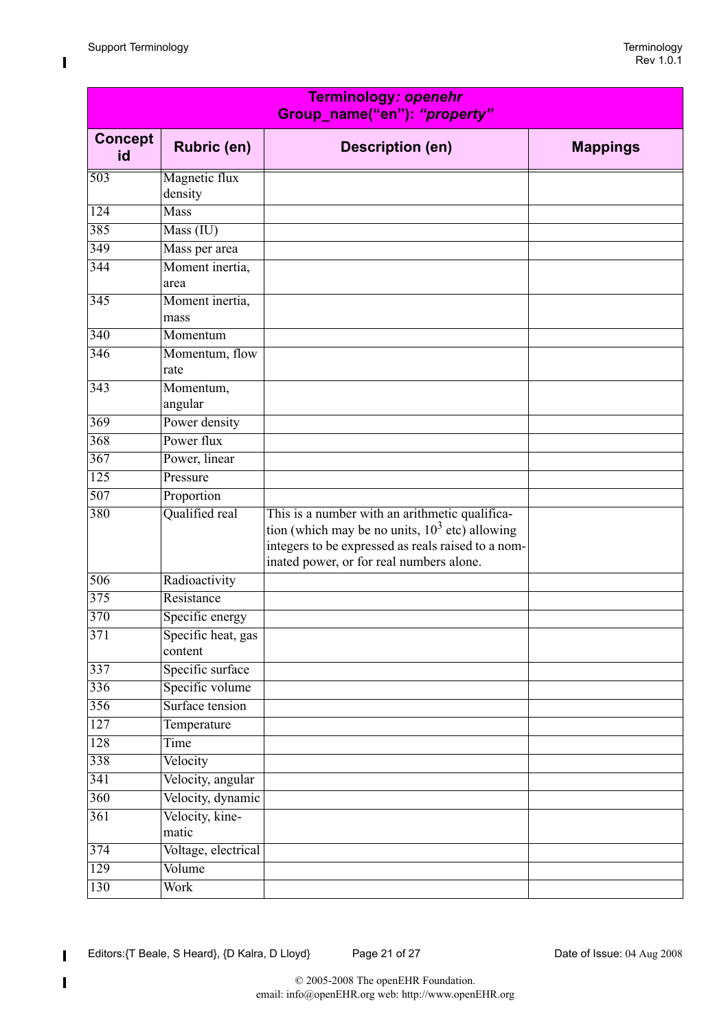| **Terminology: *openehr*** **Group_name("en"): *"property"*** | | | |
|---|---|---|---|
| **Concept id** | **Rubric (en)** | **Description (en)** | **Mappings** |
| 503 | Magnetic flux density | | |
| 124 | Mass | | |
| 385 | Mass (IU) | | |
| 349 | Mass per area | | |
| 344 | Moment inertia, area | | |
| 345 | Moment inertia, mass | | |
| 340 | Momentum | | |
| 346 | Momentum, flow rate | | |
| 343 | Momentum, angular | | |
| 369 | Power density | | |
| 368 | Power flux | | |
| 367 | Power, linear | | |
| 125 | Pressure | | |
| 507 | Proportion | | |
| 380 | Qualified real | This is a number with an arithmetic qualification (which may be no units, $10^3$ etc) allowing integers to be expressed as reals raised to a nominated power, or for real numbers alone. | |
| 506 | Radioactivity | | |
| 375 | Resistance | | |
| 370 | Specific energy | | |
| 371 | Specific heat, gas content | | |
| 337 | Specific surface | | |
| 336 | Specific volume | | |
| 356 | Surface tension | | |
| 127 | Temperature | | |
| 128 | Time | | |
| 338 | Velocity | | |
| 341 | Velocity, angular | | |
| 360 | Velocity, dynamic | | |
| 361 | Velocity, kinematic | | |
| 374 | Voltage, electrical | | |
| 129 | Volume | | |
| 130 | Work | | |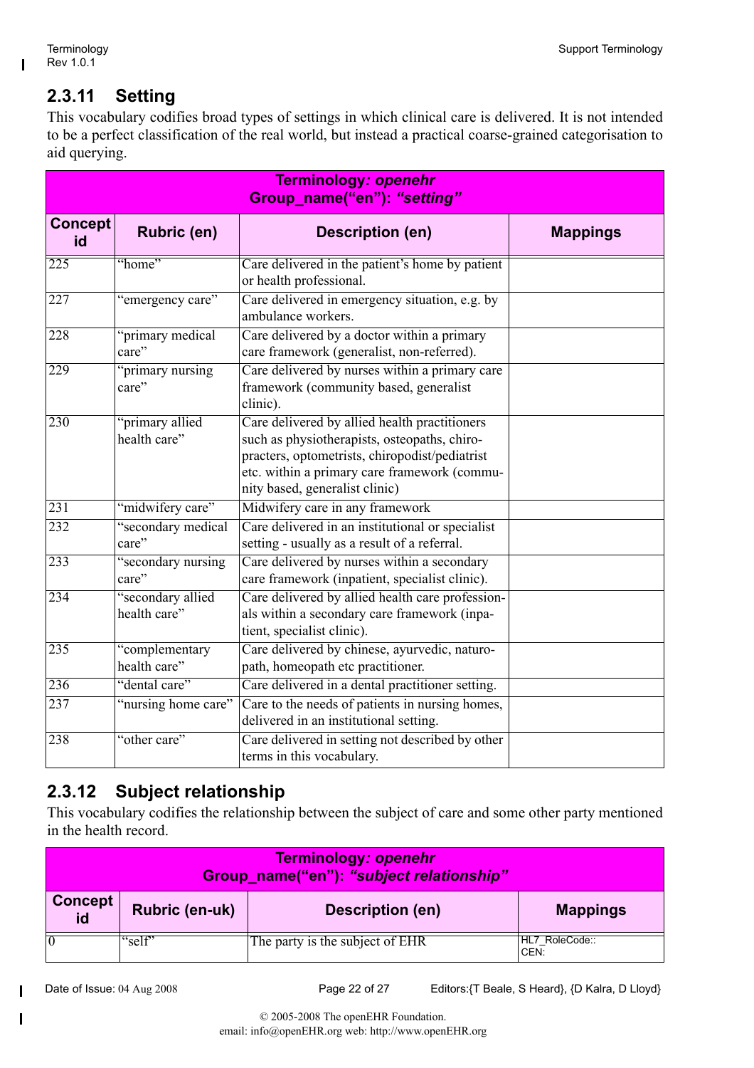### 2.3.11 Setting

This vocabulary codifies broad types of settings in which clinical care is delivered. It is not intended to be a perfect classification of the real world, but instead a practical coarse-grained categorisation to aid querying.

| **Terminology: *openehr*<br>Group_name("en"): *"setting"*** | | | |
|---|---|---|---|
| **Concept id** | **Rubric (en)** | **Description (en)** | **Mappings** |
| 225 | "home" | Care delivered in the patient's home by patient or health professional. | |
| 227 | "emergency care" | Care delivered in emergency situation, e.g. by ambulance workers. | |
| 228 | "primary medical care" | Care delivered by a doctor within a primary care framework (generalist, non-referred). | |
| 229 | "primary nursing care" | Care delivered by nurses within a primary care framework (community based, generalist clinic). | |
| 230 | "primary allied health care" | Care delivered by allied health practitioners such as physiotherapists, osteopaths, chiro-practers, optometrists, chiropodist/pediatrist etc. within a primary care framework (commu-nity based, generalist clinic) | |
| 231 | "midwifery care" | Midwifery care in any framework | |
| 232 | "secondary medical care" | Care delivered in an institutional or specialist setting - usually as a result of a referral. | |
| 233 | "secondary nursing care" | Care delivered by nurses within a secondary care framework (inpatient, specialist clinic). | |
| 234 | "secondary allied health care" | Care delivered by allied health care profession-als within a secondary care framework (inpa-tient, specialist clinic). | |
| 235 | "complementary health care" | Care delivered by chinese, ayurvedic, naturo-path, homeopath etc practitioner. | |
| 236 | "dental care" | Care delivered in a dental practitioner setting. | |
| 237 | "nursing home care" | Care to the needs of patients in nursing homes, delivered in an institutional setting. | |
| 238 | "other care" | Care delivered in setting not described by other terms in this vocabulary. | |

### 2.3.12 Subject relationship

This vocabulary codifies the relationship between the subject of care and some other party mentioned in the health record.

| **Terminology: *openehr*<br>Group_name("en"): *"subject relationship"*** | | | |
|---|---|---|---|
| **Concept id** | **Rubric (en-uk)** | **Description (en)** | **Mappings** |
| 0 | "self" | The party is the subject of EHR | HL7_RoleCode::<br>CEN: |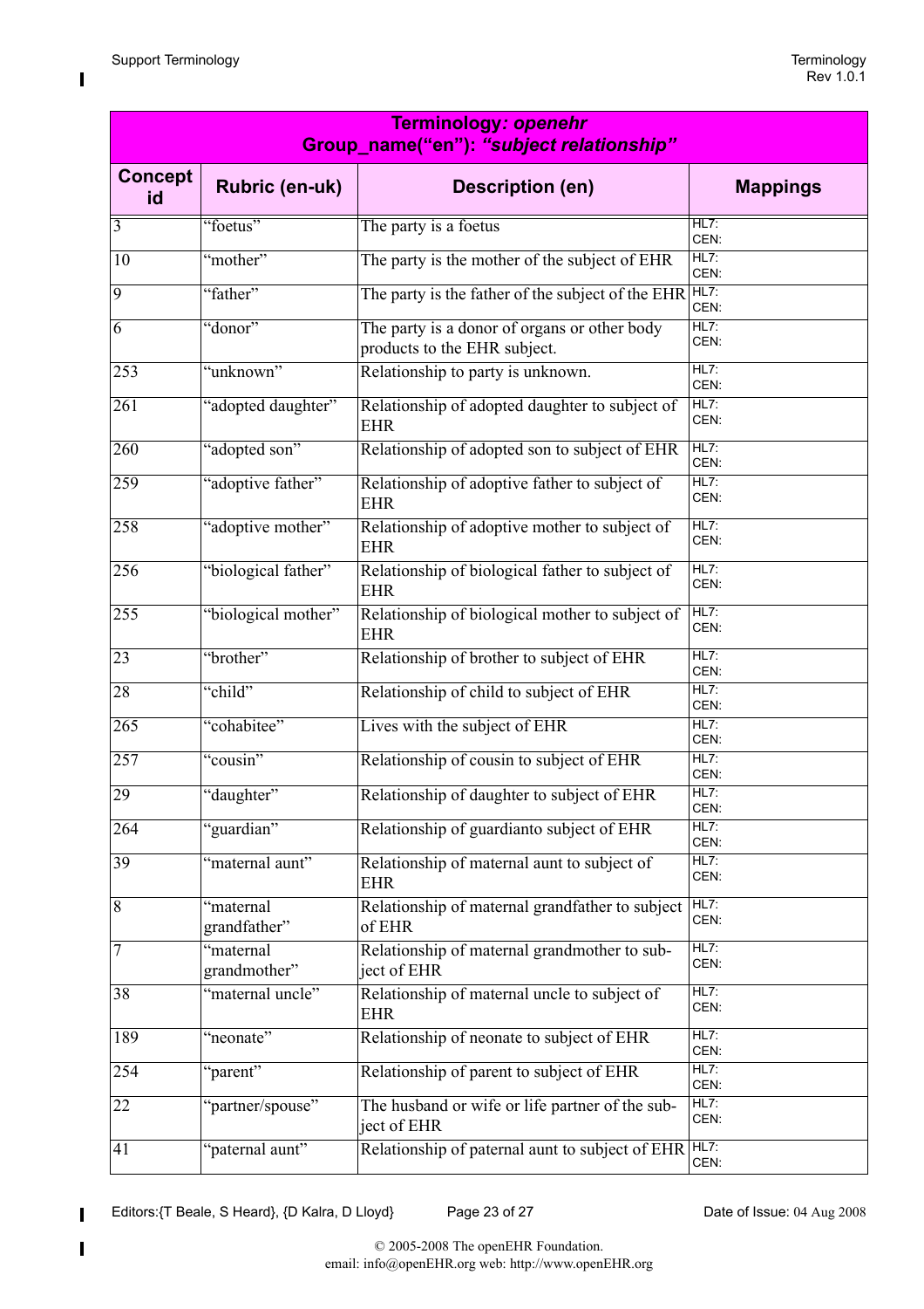| **Terminology: *openehr*<br>Group_name("en"): *"subject relationship"*** | | | |
|---|---|---|---|
| **Concept id** | **Rubric (en-uk)** | **Description (en)** | **Mappings** |
| 3 | "foetus" | The party is a foetus | HL7:<br>CEN: |
| 10 | "mother" | The party is the mother of the subject of EHR | HL7:<br>CEN: |
| 9 | "father" | The party is the father of the subject of the EHR | HL7:<br>CEN: |
| 6 | "donor" | The party is a donor of organs or other body products to the EHR subject. | HL7:<br>CEN: |
| 253 | "unknown" | Relationship to party is unknown. | HL7:<br>CEN: |
| 261 | "adopted daughter" | Relationship of adopted daughter to subject of EHR | HL7:<br>CEN: |
| 260 | "adopted son" | Relationship of adopted son to subject of EHR | HL7:<br>CEN: |
| 259 | "adoptive father" | Relationship of adoptive father to subject of EHR | HL7:<br>CEN: |
| 258 | "adoptive mother" | Relationship of adoptive mother to subject of EHR | HL7:<br>CEN: |
| 256 | "biological father" | Relationship of biological father to subject of EHR | HL7:<br>CEN: |
| 255 | "biological mother" | Relationship of biological mother to subject of EHR | HL7:<br>CEN: |
| 23 | "brother" | Relationship of brother to subject of EHR | HL7:<br>CEN: |
| 28 | "child" | Relationship of child to subject of EHR | HL7:<br>CEN: |
| 265 | "cohabitee" | Lives with the subject of EHR | HL7:<br>CEN: |
| 257 | "cousin" | Relationship of cousin to subject of EHR | HL7:<br>CEN: |
| 29 | "daughter" | Relationship of daughter to subject of EHR | HL7:<br>CEN: |
| 264 | "guardian" | Relationship of guardianto subject of EHR | HL7:<br>CEN: |
| 39 | "maternal aunt" | Relationship of maternal aunt to subject of EHR | HL7:<br>CEN: |
| 8 | "maternal grandfather" | Relationship of maternal grandfather to subject of EHR | HL7:<br>CEN: |
| 7 | "maternal grandmother" | Relationship of maternal grandmother to subject of EHR | HL7:<br>CEN: |
| 38 | "maternal uncle" | Relationship of maternal uncle to subject of EHR | HL7:<br>CEN: |
| 189 | "neonate" | Relationship of neonate to subject of EHR | HL7:<br>CEN: |
| 254 | "parent" | Relationship of parent to subject of EHR | HL7:<br>CEN: |
| 22 | "partner/spouse" | The husband or wife or life partner of the subject of EHR | HL7:<br>CEN: |
| 41 | "paternal aunt" | Relationship of paternal aunt to subject of EHR | HL7:<br>CEN: |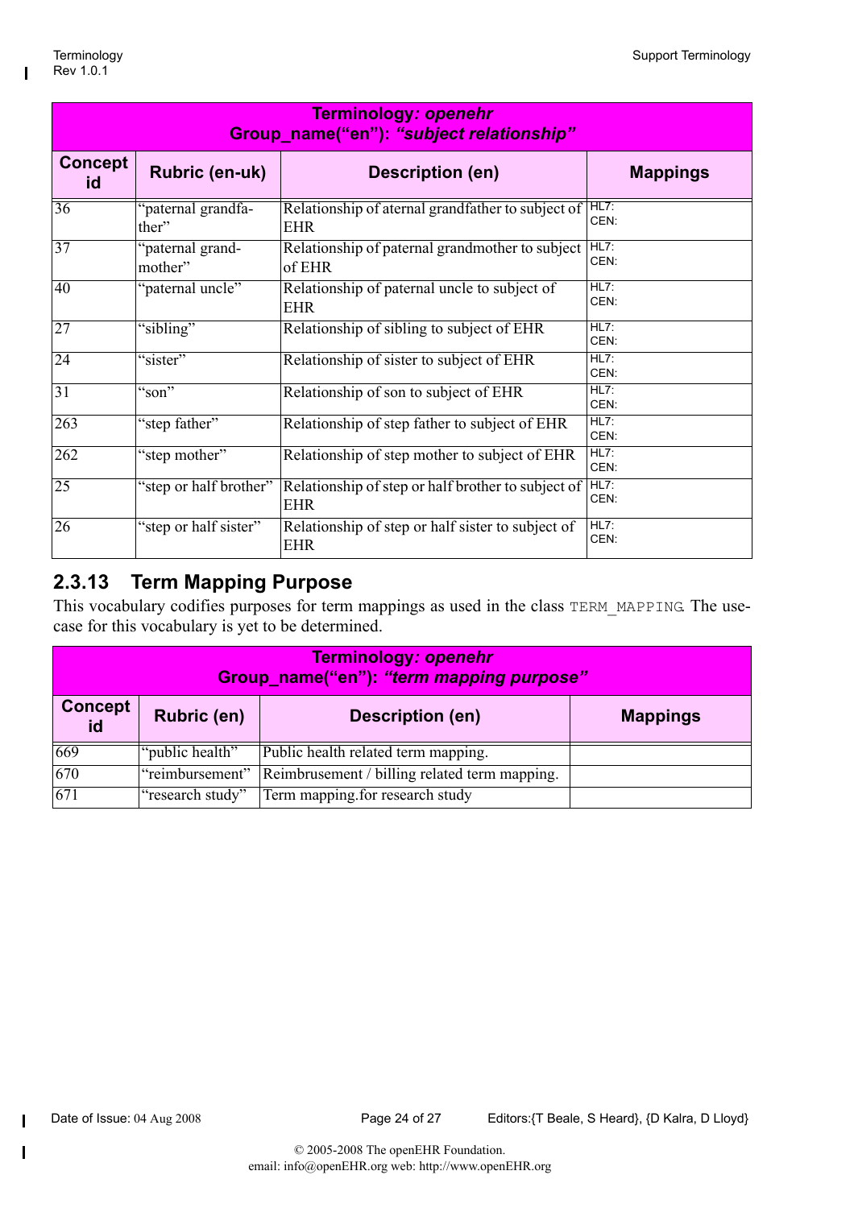| Terminology: *openehr* Group_name("en"): *"subject relationship"* | | | |
|---|---|---|---|
| **Concept id** | **Rubric (en-uk)** | **Description (en)** | **Mappings** |
| 36 | "paternal grandfather" | Relationship of aternal grandfather to subject of EHR | HL7: CEN: |
| 37 | "paternal grandmother" | Relationship of paternal grandmother to subject of EHR | HL7: CEN: |
| 40 | "paternal uncle" | Relationship of paternal uncle to subject of EHR | HL7: CEN: |
| 27 | "sibling" | Relationship of sibling to subject of EHR | HL7: CEN: |
| 24 | "sister" | Relationship of sister to subject of EHR | HL7: CEN: |
| 31 | "son" | Relationship of son to subject of EHR | HL7: CEN: |
| 263 | "step father" | Relationship of step father to subject of EHR | HL7: CEN: |
| 262 | "step mother" | Relationship of step mother to subject of EHR | HL7: CEN: |
| 25 | "step or half brother" | Relationship of step or half brother to subject of EHR | HL7: CEN: |
| 26 | "step or half sister" | Relationship of step or half sister to subject of EHR | HL7: CEN: |

## 2.3.13 Term Mapping Purpose

This vocabulary codifies purposes for term mappings as used in the class `TERM_MAPPING`. The use-case for this vocabulary is yet to be determined.

| Terminology: *openehr* Group_name("en"): *"term mapping purpose"* | | | |
|---|---|---|---|
| **Concept id** | **Rubric (en)** | **Description (en)** | **Mappings** |
| 669 | "public health" | Public health related term mapping. | |
| 670 | "reimbursement" | Reimbrusement / billing related term mapping. | |
| 671 | "research study" | Term mapping.for research study | |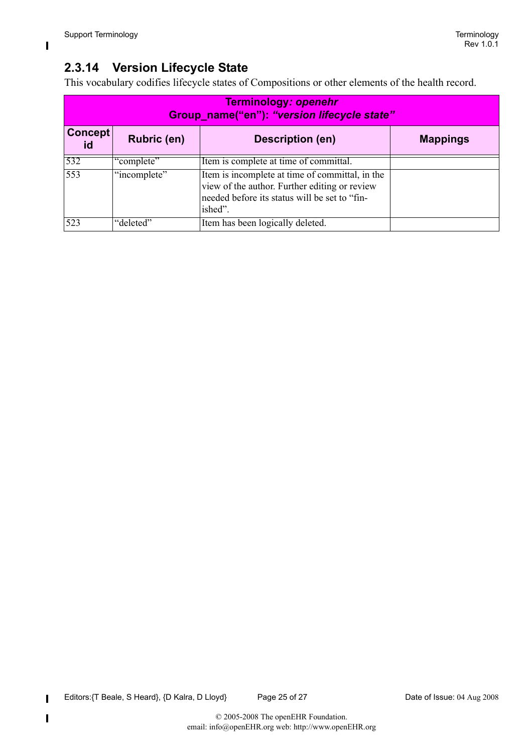### 2.3.14 Version Lifecycle State

This vocabulary codifies lifecycle states of Compositions or other elements of the health record.

| **Terminology*: openehr*** **Group_name("en"): *"version lifecycle state"*** | | | |
|---|---|---|---|
| **Concept id** | **Rubric (en)** | **Description (en)** | **Mappings** |
| 532 | "complete" | Item is complete at time of committal. | |
| 553 | "incomplete" | Item is incomplete at time of committal, in the view of the author. Further editing or review needed before its status will be set to "finished". | |
| 523 | "deleted" | Item has been logically deleted. | |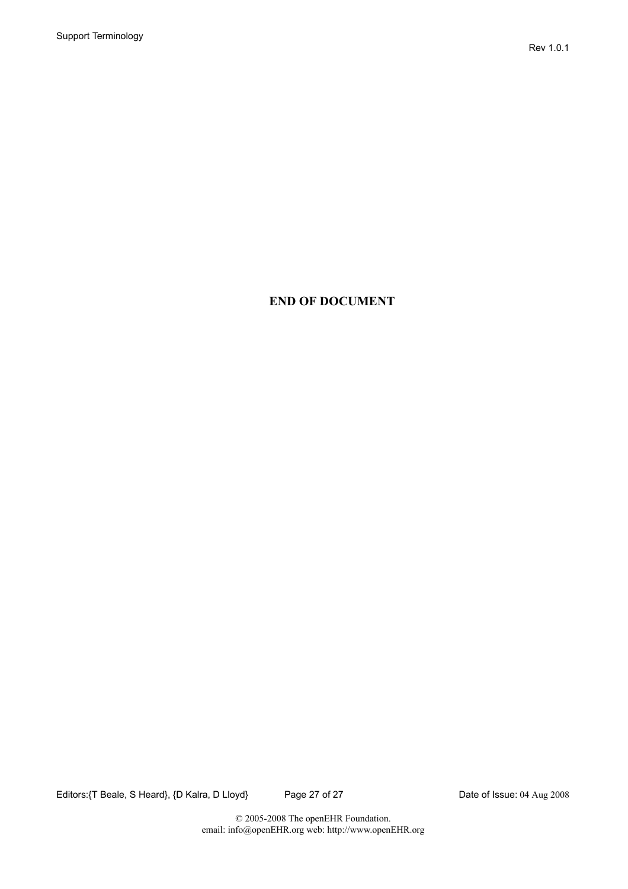**END OF DOCUMENT**